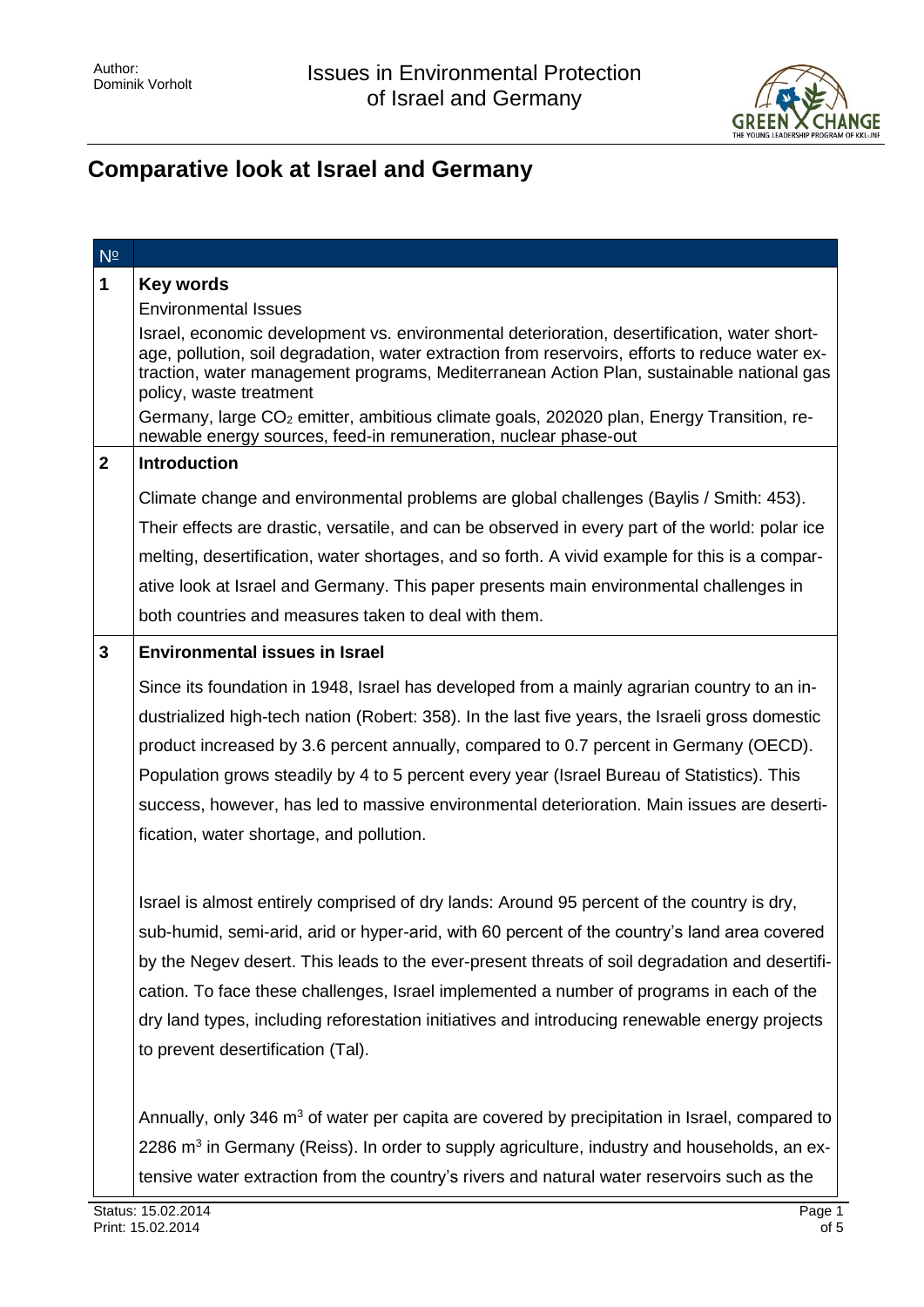# Comparative look at Israel and Germany

| № | |
|---|---|
| **1** | **Key words**<br>Environmental Issues<br>Israel, economic development vs. environmental deterioration, desertification, water shortage, pollution, soil degradation, water extraction from reservoirs, efforts to reduce water extraction, water management programs, Mediterranean Action Plan, sustainable national gas policy, waste treatment<br>Germany, large $CO_2$ emitter, ambitious climate goals, 202020 plan, Energy Transition, renewable energy sources, feed-in remuneration, nuclear phase-out |
| **2** | **Introduction**<br>Climate change and environmental problems are global challenges (Baylis / Smith: 453). Their effects are drastic, versatile, and can be observed in every part of the world: polar ice melting, desertification, water shortages, and so forth. A vivid example for this is a comparative look at Israel and Germany. This paper presents main environmental challenges in both countries and measures taken to deal with them. |
| **3** | **Environmental issues in Israel**<br>Since its foundation in 1948, Israel has developed from a mainly agrarian country to an industrialized high-tech nation (Robert: 358). In the last five years, the Israeli gross domestic product increased by 3.6 percent annually, compared to 0.7 percent in Germany (OECD). Population grows steadily by 4 to 5 percent every year (Israel Bureau of Statistics). This success, however, has led to massive environmental deterioration. Main issues are desertification, water shortage, and pollution.<br><br>Israel is almost entirely comprised of dry lands: Around 95 percent of the country is dry, sub-humid, semi-arid, arid or hyper-arid, with 60 percent of the country's land area covered by the Negev desert. This leads to the ever-present threats of soil degradation and desertification. To face these challenges, Israel implemented a number of programs in each of the dry land types, including reforestation initiatives and introducing renewable energy projects to prevent desertification (Tal).<br><br>Annually, only 346 $m^3$ of water per capita are covered by precipitation in Israel, compared to 2286 $m^3$ in Germany (Reiss). In order to supply agriculture, industry and households, an extensive water extraction from the country's rivers and natural water reservoirs such as the |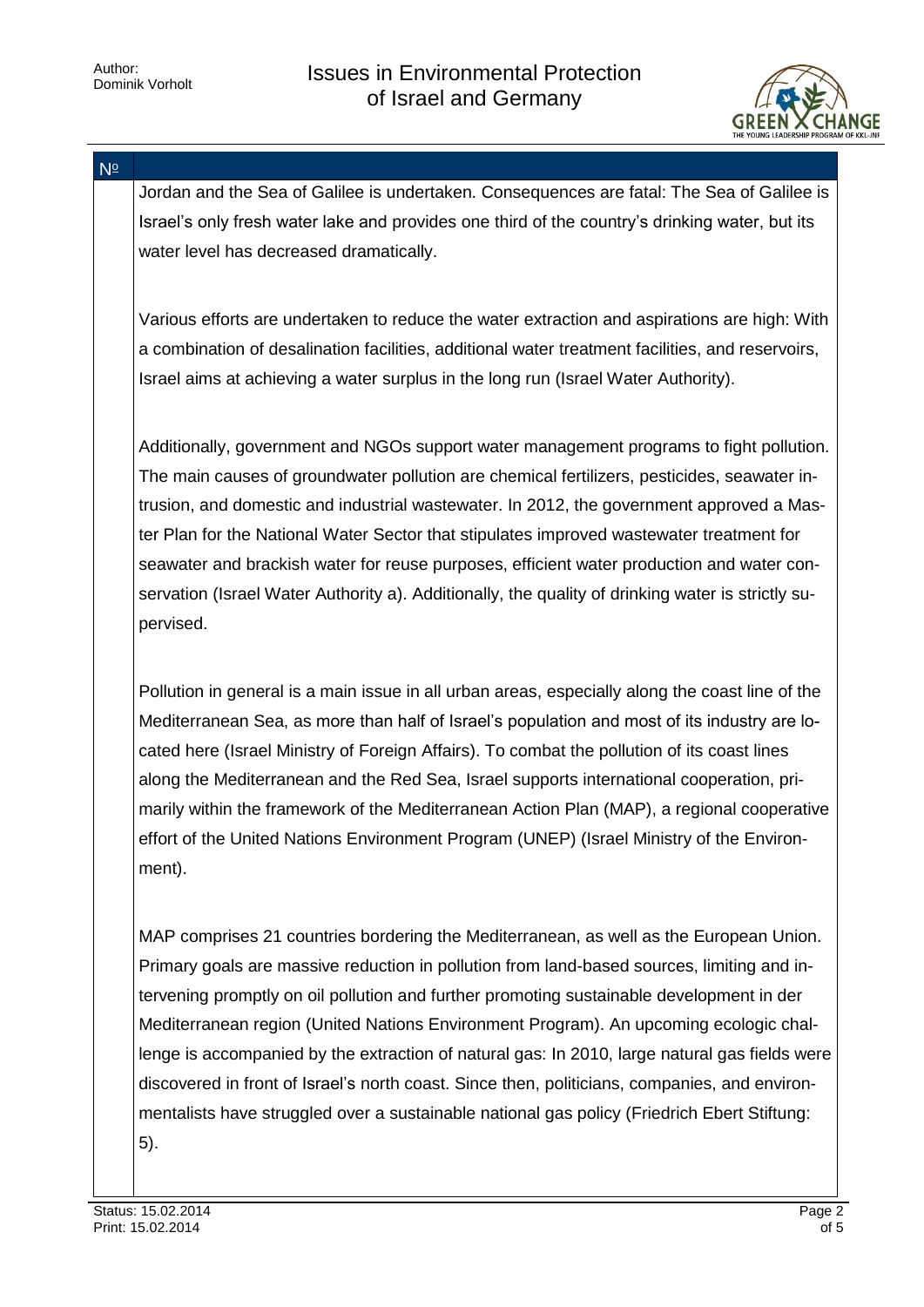Jordan and the Sea of Galilee is undertaken. Consequences are fatal: The Sea of Galilee is Israel's only fresh water lake and provides one third of the country's drinking water, but its water level has decreased dramatically.

Various efforts are undertaken to reduce the water extraction and aspirations are high: With a combination of desalination facilities, additional water treatment facilities, and reservoirs, Israel aims at achieving a water surplus in the long run (Israel Water Authority).

Additionally, government and NGOs support water management programs to fight pollution. The main causes of groundwater pollution are chemical fertilizers, pesticides, seawater intrusion, and domestic and industrial wastewater. In 2012, the government approved a Master Plan for the National Water Sector that stipulates improved wastewater treatment for seawater and brackish water for reuse purposes, efficient water production and water conservation (Israel Water Authority a). Additionally, the quality of drinking water is strictly supervised.

Pollution in general is a main issue in all urban areas, especially along the coast line of the Mediterranean Sea, as more than half of Israel's population and most of its industry are located here (Israel Ministry of Foreign Affairs). To combat the pollution of its coast lines along the Mediterranean and the Red Sea, Israel supports international cooperation, primarily within the framework of the Mediterranean Action Plan (MAP), a regional cooperative effort of the United Nations Environment Program (UNEP) (Israel Ministry of the Environment).

MAP comprises 21 countries bordering the Mediterranean, as well as the European Union. Primary goals are massive reduction in pollution from land-based sources, limiting and intervening promptly on oil pollution and further promoting sustainable development in der Mediterranean region (United Nations Environment Program). An upcoming ecologic challenge is accompanied by the extraction of natural gas: In 2010, large natural gas fields were discovered in front of Israel's north coast. Since then, politicians, companies, and environmentalists have struggled over a sustainable national gas policy (Friedrich Ebert Stiftung: 5).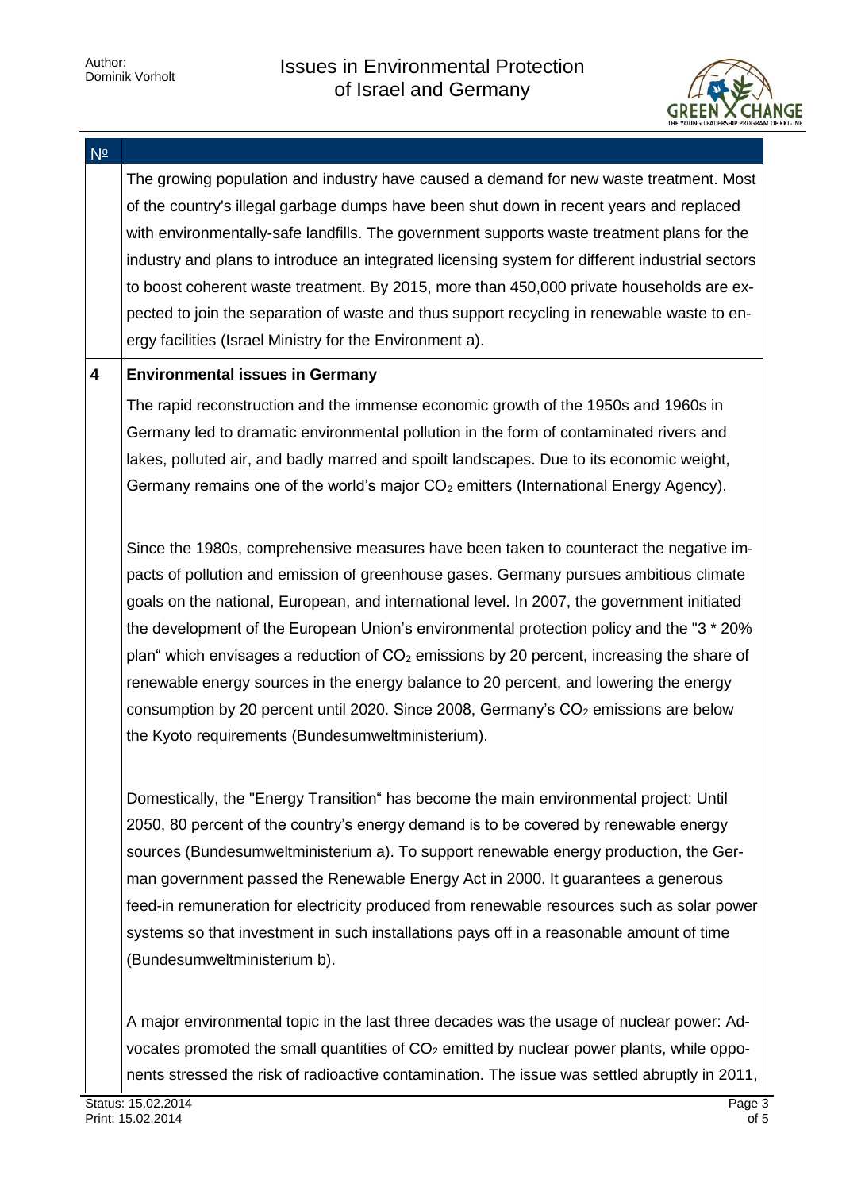The growing population and industry have caused a demand for new waste treatment. Most of the country's illegal garbage dumps have been shut down in recent years and replaced with environmentally-safe landfills. The government supports waste treatment plans for the industry and plans to introduce an integrated licensing system for different industrial sectors to boost coherent waste treatment. By 2015, more than 450,000 private households are expected to join the separation of waste and thus support recycling in renewable waste to energy facilities (Israel Ministry for the Environment a).

## 4 Environmental issues in Germany

The rapid reconstruction and the immense economic growth of the 1950s and 1960s in Germany led to dramatic environmental pollution in the form of contaminated rivers and lakes, polluted air, and badly marred and spoilt landscapes. Due to its economic weight, Germany remains one of the world's major $CO_2$ emitters (International Energy Agency).

Since the 1980s, comprehensive measures have been taken to counteract the negative impacts of pollution and emission of greenhouse gases. Germany pursues ambitious climate goals on the national, European, and international level. In 2007, the government initiated the development of the European Union's environmental protection policy and the "3 * 20% plan" which envisages a reduction of $CO_2$ emissions by 20 percent, increasing the share of renewable energy sources in the energy balance to 20 percent, and lowering the energy consumption by 20 percent until 2020. Since 2008, Germany's $CO_2$ emissions are below the Kyoto requirements (Bundesumweltministerium).

Domestically, the "Energy Transition" has become the main environmental project: Until 2050, 80 percent of the country's energy demand is to be covered by renewable energy sources (Bundesumweltministerium a). To support renewable energy production, the German government passed the Renewable Energy Act in 2000. It guarantees a generous feed-in remuneration for electricity produced from renewable resources such as solar power systems so that investment in such installations pays off in a reasonable amount of time (Bundesumweltministerium b).

A major environmental topic in the last three decades was the usage of nuclear power: Advocates promoted the small quantities of $CO_2$ emitted by nuclear power plants, while opponents stressed the risk of radioactive contamination. The issue was settled abruptly in 2011,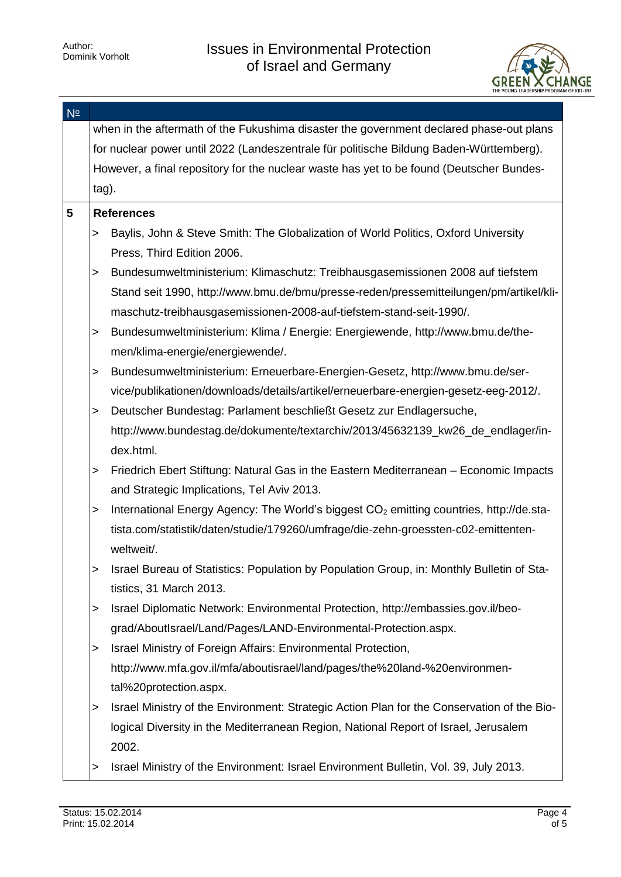when in the aftermath of the Fukushima disaster the government declared phase-out plans for nuclear power until 2022 (Landeszentrale für politische Bildung Baden-Württemberg). However, a final repository for the nuclear waste has yet to be found (Deutscher Bundestag).

## 5 References

- Baylis, John & Steve Smith: The Globalization of World Politics, Oxford University Press, Third Edition 2006.
- Bundesumweltministerium: Klimaschutz: Treibhausgasemissionen 2008 auf tiefstem Stand seit 1990, http://www.bmu.de/bmu/presse-reden/pressemitteilungen/pm/artikel/klimaschutz-treibhausgasemissionen-2008-auf-tiefstem-stand-seit-1990/.
- Bundesumweltministerium: Klima / Energie: Energiewende, http://www.bmu.de/themen/klima-energie/energiewende/.
- Bundesumweltministerium: Erneuerbare-Energien-Gesetz, http://www.bmu.de/service/publikationen/downloads/details/artikel/erneuerbare-energien-gesetz-eeg-2012/.
- Deutscher Bundestag: Parlament beschließt Gesetz zur Endlagersuche, http://www.bundestag.de/dokumente/textarchiv/2013/45632139_kw26_de_endlager/index.html.
- Friedrich Ebert Stiftung: Natural Gas in the Eastern Mediterranean – Economic Impacts and Strategic Implications, Tel Aviv 2013.
- International Energy Agency: The World's biggest $CO_2$ emitting countries, http://de.statista.com/statistik/daten/studie/179260/umfrage/die-zehn-groessten-c02-emittenten-weltweit/.
- Israel Bureau of Statistics: Population by Population Group, in: Monthly Bulletin of Statistics, 31 March 2013.
- Israel Diplomatic Network: Environmental Protection, http://embassies.gov.il/beograd/AboutIsrael/Land/Pages/LAND-Environmental-Protection.aspx.
- Israel Ministry of Foreign Affairs: Environmental Protection, http://www.mfa.gov.il/mfa/aboutisrael/land/pages/the%20land-%20environmental%20protection.aspx.
- Israel Ministry of the Environment: Strategic Action Plan for the Conservation of the Biological Diversity in the Mediterranean Region, National Report of Israel, Jerusalem 2002.
- Israel Ministry of the Environment: Israel Environment Bulletin, Vol. 39, July 2013.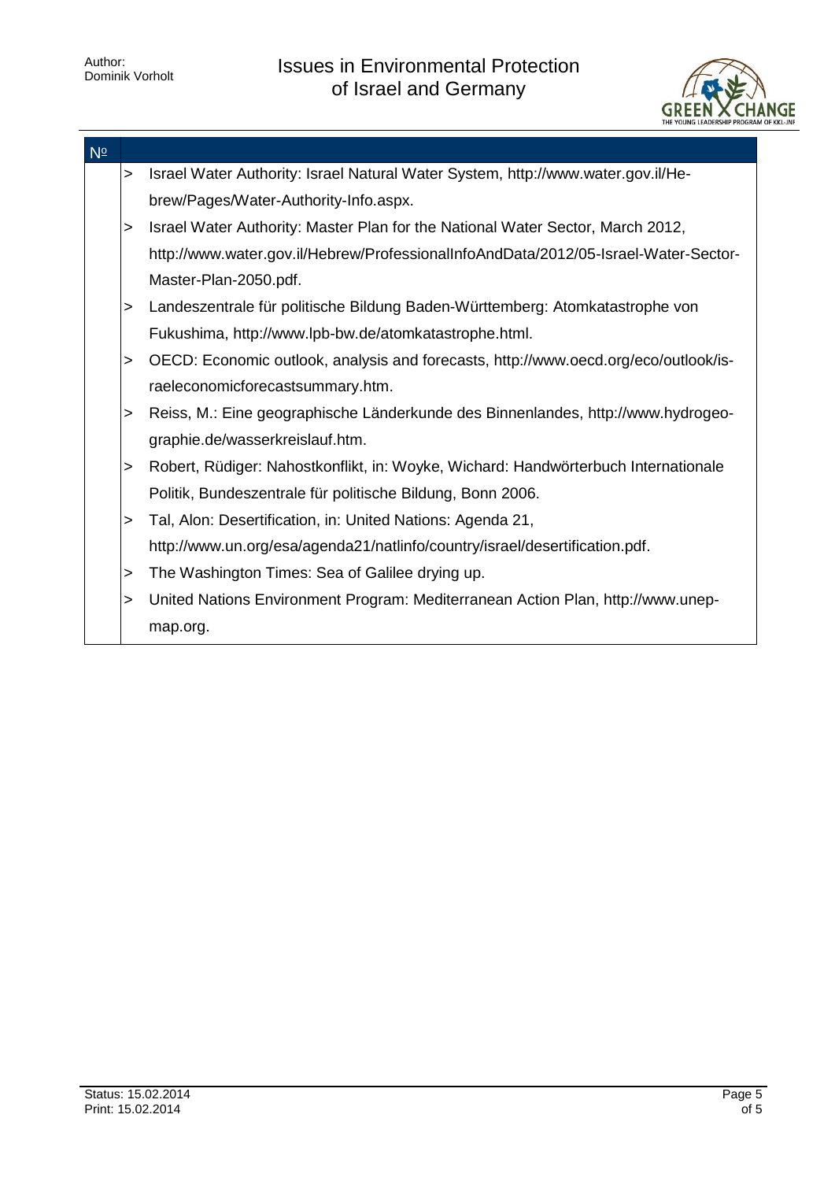| № | | |
|---|---|---|
| | > | Israel Water Authority: Israel Natural Water System, http://www.water.gov.il/Hebrew/Pages/Water-Authority-Info.aspx. |
| | > | Israel Water Authority: Master Plan for the National Water Sector, March 2012, http://www.water.gov.il/Hebrew/ProfessionalInfoAndData/2012/05-Israel-Water-Sector-Master-Plan-2050.pdf. |
| | > | Landeszentrale für politische Bildung Baden-Württemberg: Atomkatastrophe von Fukushima, http://www.lpb-bw.de/atomkatastrophe.html. |
| | > | OECD: Economic outlook, analysis and forecasts, http://www.oecd.org/eco/outlook/israeleconomicforecastsummary.htm. |
| | > | Reiss, M.: Eine geographische Länderkunde des Binnenlandes, http://www.hydrogeographie.de/wasserkreislauf.htm. |
| | > | Robert, Rüdiger: Nahostkonflikt, in: Woyke, Wichard: Handwörterbuch Internationale Politik, Bundeszentrale für politische Bildung, Bonn 2006. |
| | > | Tal, Alon: Desertification, in: United Nations: Agenda 21, http://www.un.org/esa/agenda21/natlinfo/country/israel/desertification.pdf. |
| | > | The Washington Times: Sea of Galilee drying up. |
| | > | United Nations Environment Program: Mediterranean Action Plan, http://www.unepmap.org. |